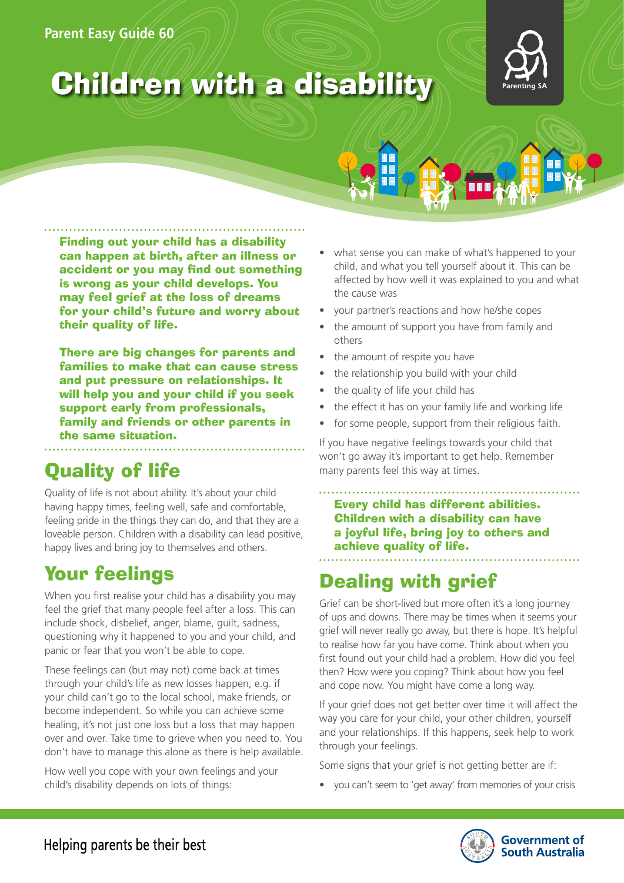Parent Easy Guide 60

# Children with a disability

**Finding out your child has a disability can happen at birth, after an illness or accident or you may find out something is wrong as your child develops. You may feel grief at the loss of dreams for your child's future and worry about their quality of life.**

**There are big changes for parents and families to make that can cause stress and put pressure on relationships. It will help you and your child if you seek support early from professionals, family and friends or other parents in the same situation.**

## Quality of life

Quality of life is not about ability. It's about your child having happy times, feeling well, safe and comfortable, feeling pride in the things they can do, and that they are a loveable person. Children with a disability can lead positive, happy lives and bring joy to themselves and others.

## Your feelings

When you first realise your child has a disability you may feel the grief that many people feel after a loss. This can include shock, disbelief, anger, blame, guilt, sadness, questioning why it happened to you and your child, and panic or fear that you won't be able to cope.

These feelings can (but may not) come back at times through your child's life as new losses happen, e.g. if your child can't go to the local school, make friends, or become independent. So while you can achieve some healing, it's not just one loss but a loss that may happen over and over. Take time to grieve when you need to. You don't have to manage this alone as there is help available.

How well you cope with your own feelings and your child's disability depends on lots of things:

- what sense you can make of what's happened to your child, and what you tell yourself about it. This can be affected by how well it was explained to you and what the cause was
- your partner's reactions and how he/she copes
- the amount of support you have from family and others
- the amount of respite you have
- the relationship you build with your child
- the quality of life your child has
- the effect it has on your family life and working life
- for some people, support from their religious faith.

If you have negative feelings towards your child that won't go away it's important to get help. Remember many parents feel this way at times.

**Every child has different abilities. Children with a disability can have a joyful life, bring joy to others and achieve quality of life.**

## Dealing with grief

Grief can be short-lived but more often it's a long journey of ups and downs. There may be times when it seems your grief will never really go away, but there is hope. It's helpful to realise how far you have come. Think about when you first found out your child had a problem. How did you feel then? How were you coping? Think about how you feel and cope now. You might have come a long way.

If your grief does not get better over time it will affect the way you care for your child, your other children, yourself and your relationships. If this happens, seek help to work through your feelings.

Some signs that your grief is not getting better are if:

- you can't seem to 'get away' from memories of your crisis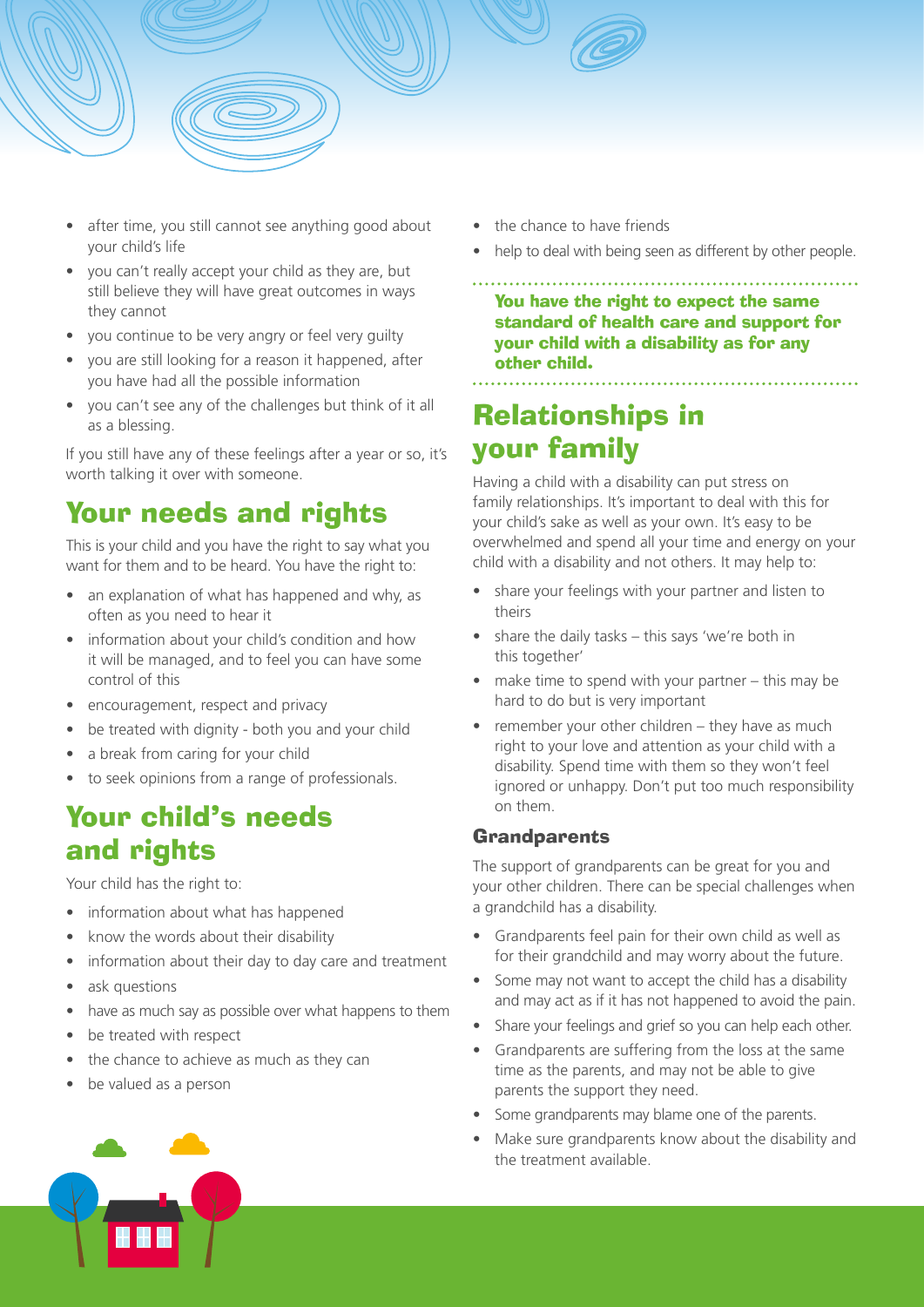- after time, you still cannot see anything good about your child's life
- you can't really accept your child as they are, but still believe they will have great outcomes in ways they cannot
- you continue to be very angry or feel very guilty
- you are still looking for a reason it happened, after you have had all the possible information
- you can't see any of the challenges but think of it all as a blessing.

If you still have any of these feelings after a year or so, it's worth talking it over with someone.

## Your needs and rights

This is your child and you have the right to say what you want for them and to be heard. You have the right to:

- an explanation of what has happened and why, as often as you need to hear it
- information about your child's condition and how it will be managed, and to feel you can have some control of this
- encouragement, respect and privacy
- be treated with dignity - both you and your child
- a break from caring for your child
- to seek opinions from a range of professionals.

## Your child's needs and rights

Your child has the right to:

- information about what has happened
- know the words about their disability
- information about their day to day care and treatment
- ask questions
- have as much say as possible over what happens to them
- be treated with respect
- the chance to achieve as much as they can
- be valued as a person
- the chance to have friends
- help to deal with being seen as different by other people.

**You have the right to expect the same standard of health care and support for your child with a disability as for any other child.**

## Relationships in your family

Having a child with a disability can put stress on family relationships. It's important to deal with this for your child's sake as well as your own. It's easy to be overwhelmed and spend all your time and energy on your child with a disability and not others. It may help to:

- share your feelings with your partner and listen to theirs
- share the daily tasks – this says 'we're both in this together'
- make time to spend with your partner – this may be hard to do but is very important
- remember your other children – they have as much right to your love and attention as your child with a disability. Spend time with them so they won't feel ignored or unhappy. Don't put too much responsibility on them.

### Grandparents

The support of grandparents can be great for you and your other children. There can be special challenges when a grandchild has a disability.

- Grandparents feel pain for their own child as well as for their grandchild and may worry about the future.
- Some may not want to accept the child has a disability and may act as if it has not happened to avoid the pain.
- Share your feelings and grief so you can help each other.
- Grandparents are suffering from the loss at the same time as the parents, and may not be able to give parents the support they need.
- Some grandparents may blame one of the parents.
- Make sure grandparents know about the disability and the treatment available.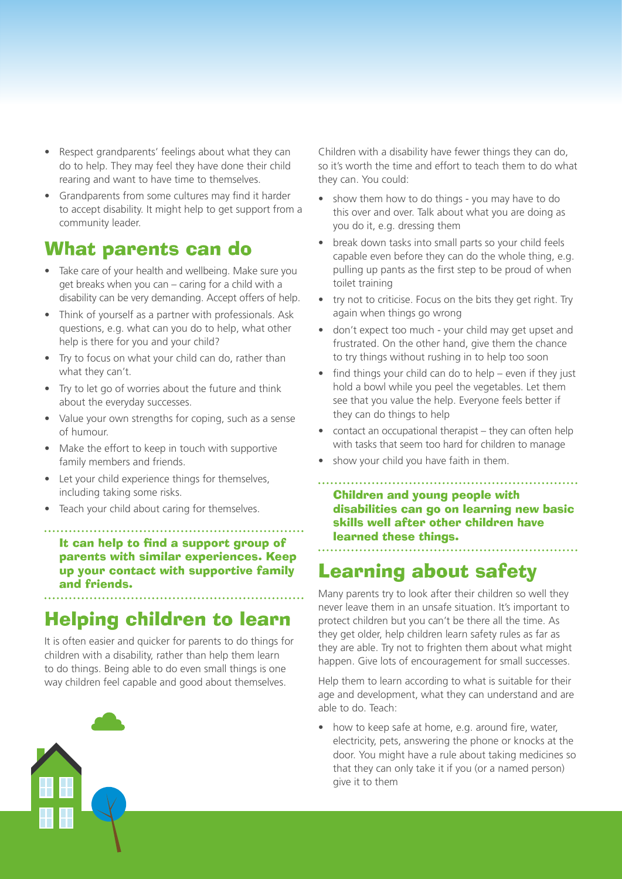- Respect grandparents' feelings about what they can do to help. They may feel they have done their child rearing and want to have time to themselves.
- Grandparents from some cultures may find it harder to accept disability. It might help to get support from a community leader.

## What parents can do

- Take care of your health and wellbeing. Make sure you get breaks when you can – caring for a child with a disability can be very demanding. Accept offers of help.
- Think of yourself as a partner with professionals. Ask questions, e.g. what can you do to help, what other help is there for you and your child?
- Try to focus on what your child can do, rather than what they can't.
- Try to let go of worries about the future and think about the everyday successes.
- Value your own strengths for coping, such as a sense of humour.
- Make the effort to keep in touch with supportive family members and friends.
- Let your child experience things for themselves, including taking some risks.
- Teach your child about caring for themselves.

**It can help to find a support group of parents with similar experiences. Keep up your contact with supportive family and friends.**

## Helping children to learn

It is often easier and quicker for parents to do things for children with a disability, rather than help them learn to do things. Being able to do even small things is one way children feel capable and good about themselves.

Children with a disability have fewer things they can do, so it's worth the time and effort to teach them to do what they can. You could:

- show them how to do things - you may have to do this over and over. Talk about what you are doing as you do it, e.g. dressing them
- break down tasks into small parts so your child feels capable even before they can do the whole thing, e.g. pulling up pants as the first step to be proud of when toilet training
- try not to criticise. Focus on the bits they get right. Try again when things go wrong
- don't expect too much - your child may get upset and frustrated. On the other hand, give them the chance to try things without rushing in to help too soon
- find things your child can do to help – even if they just hold a bowl while you peel the vegetables. Let them see that you value the help. Everyone feels better if they can do things to help
- contact an occupational therapist – they can often help with tasks that seem too hard for children to manage
- show your child you have faith in them.

**Children and young people with disabilities can go on learning new basic skills well after other children have learned these things.**

## Learning about safety

Many parents try to look after their children so well they never leave them in an unsafe situation. It's important to protect children but you can't be there all the time. As they get older, help children learn safety rules as far as they are able. Try not to frighten them about what might happen. Give lots of encouragement for small successes.

Help them to learn according to what is suitable for their age and development, what they can understand and are able to do. Teach:

- how to keep safe at home, e.g. around fire, water, electricity, pets, answering the phone or knocks at the door. You might have a rule about taking medicines so that they can only take it if you (or a named person) give it to them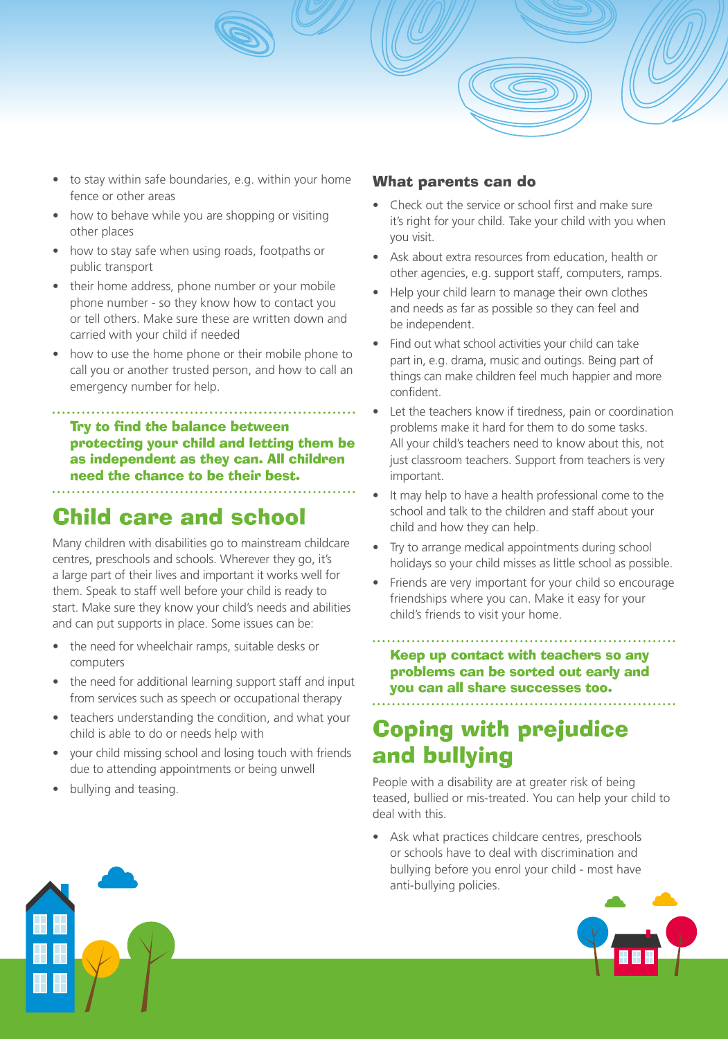- to stay within safe boundaries, e.g. within your home fence or other areas
- how to behave while you are shopping or visiting other places
- how to stay safe when using roads, footpaths or public transport
- their home address, phone number or your mobile phone number - so they know how to contact you or tell others. Make sure these are written down and carried with your child if needed
- how to use the home phone or their mobile phone to call you or another trusted person, and how to call an emergency number for help.

**Try to find the balance between protecting your child and letting them be as independent as they can. All children need the chance to be their best.**

## Child care and school

Many children with disabilities go to mainstream childcare centres, preschools and schools. Wherever they go, it's a large part of their lives and important it works well for them. Speak to staff well before your child is ready to start. Make sure they know your child's needs and abilities and can put supports in place. Some issues can be:

- the need for wheelchair ramps, suitable desks or computers
- the need for additional learning support staff and input from services such as speech or occupational therapy
- teachers understanding the condition, and what your child is able to do or needs help with
- your child missing school and losing touch with friends due to attending appointments or being unwell
- bullying and teasing.

### What parents can do

- Check out the service or school first and make sure it's right for your child. Take your child with you when you visit.
- Ask about extra resources from education, health or other agencies, e.g. support staff, computers, ramps.
- Help your child learn to manage their own clothes and needs as far as possible so they can feel and be independent.
- Find out what school activities your child can take part in, e.g. drama, music and outings. Being part of things can make children feel much happier and more confident.
- Let the teachers know if tiredness, pain or coordination problems make it hard for them to do some tasks. All your child's teachers need to know about this, not just classroom teachers. Support from teachers is very important.
- It may help to have a health professional come to the school and talk to the children and staff about your child and how they can help.
- Try to arrange medical appointments during school holidays so your child misses as little school as possible.
- Friends are very important for your child so encourage friendships where you can. Make it easy for your child's friends to visit your home.

**Keep up contact with teachers so any problems can be sorted out early and you can all share successes too.**

## Coping with prejudice and bullying

People with a disability are at greater risk of being teased, bullied or mis-treated. You can help your child to deal with this.

- Ask what practices childcare centres, preschools or schools have to deal with discrimination and bullying before you enrol your child - most have anti-bullying policies.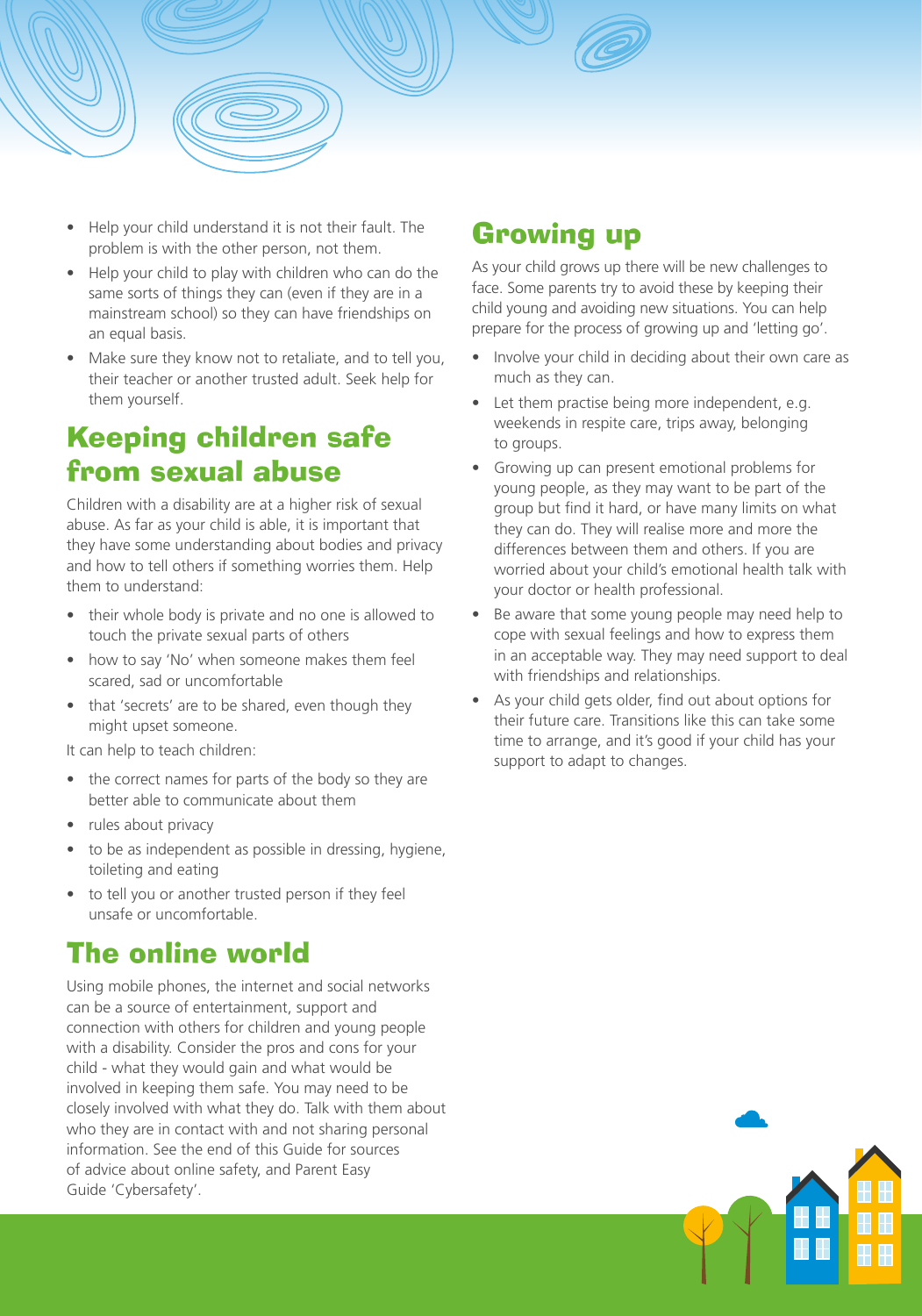- Help your child understand it is not their fault. The problem is with the other person, not them.
- Help your child to play with children who can do the same sorts of things they can (even if they are in a mainstream school) so they can have friendships on an equal basis.
- Make sure they know not to retaliate, and to tell you, their teacher or another trusted adult. Seek help for them yourself.

## Keeping children safe from sexual abuse

Children with a disability are at a higher risk of sexual abuse. As far as your child is able, it is important that they have some understanding about bodies and privacy and how to tell others if something worries them. Help them to understand:

- their whole body is private and no one is allowed to touch the private sexual parts of others
- how to say 'No' when someone makes them feel scared, sad or uncomfortable
- that 'secrets' are to be shared, even though they might upset someone.

It can help to teach children:

- the correct names for parts of the body so they are better able to communicate about them
- rules about privacy
- to be as independent as possible in dressing, hygiene, toileting and eating
- to tell you or another trusted person if they feel unsafe or uncomfortable.

## The online world

Using mobile phones, the internet and social networks can be a source of entertainment, support and connection with others for children and young people with a disability. Consider the pros and cons for your child - what they would gain and what would be involved in keeping them safe. You may need to be closely involved with what they do. Talk with them about who they are in contact with and not sharing personal information. See the end of this Guide for sources of advice about online safety, and Parent Easy Guide 'Cybersafety'.

## Growing up

As your child grows up there will be new challenges to face. Some parents try to avoid these by keeping their child young and avoiding new situations. You can help prepare for the process of growing up and 'letting go'.

- Involve your child in deciding about their own care as much as they can.
- Let them practise being more independent, e.g. weekends in respite care, trips away, belonging to groups.
- Growing up can present emotional problems for young people, as they may want to be part of the group but find it hard, or have many limits on what they can do. They will realise more and more the differences between them and others. If you are worried about your child's emotional health talk with your doctor or health professional.
- Be aware that some young people may need help to cope with sexual feelings and how to express them in an acceptable way. They may need support to deal with friendships and relationships.
- As your child gets older, find out about options for their future care. Transitions like this can take some time to arrange, and it's good if your child has your support to adapt to changes.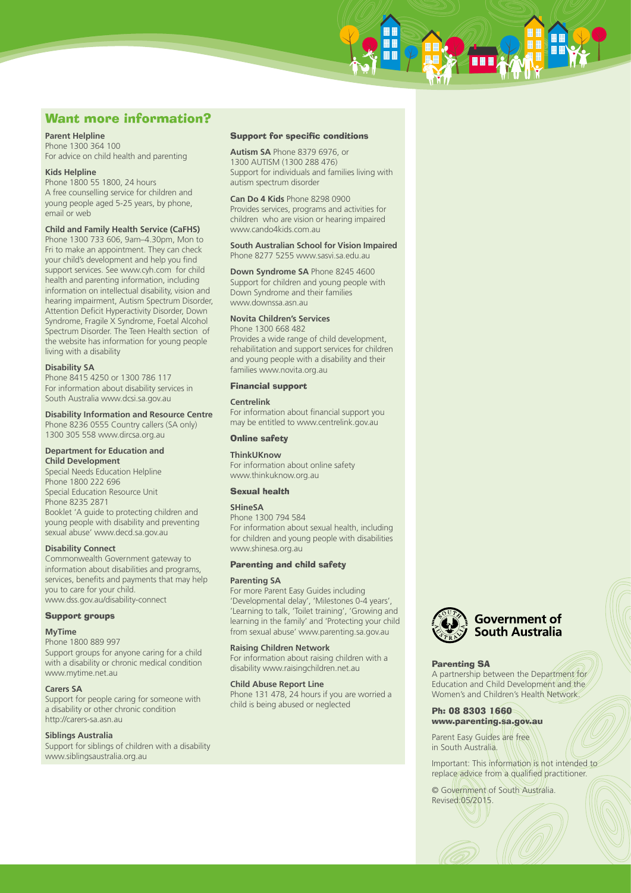## Want more information?

**Parent Helpline**
Phone 1300 364 100
For advice on child health and parenting

**Kids Helpline**
Phone 1800 55 1800, 24 hours
A free counselling service for children and young people aged 5-25 years, by phone, email or web

**Child and Family Health Service (CaFHS)**
Phone 1300 733 606, 9am–4.30pm, Mon to Fri to make an appointment. They can check your child's development and help you find support services. See www.cyh.com for child health and parenting information, including information on intellectual disability, vision and hearing impairment, Autism Spectrum Disorder, Attention Deficit Hyperactivity Disorder, Down Syndrome, Fragile X Syndrome, Foetal Alcohol Spectrum Disorder. The Teen Health section of the website has information for young people living with a disability

**Disability SA**
Phone 8415 4250 or 1300 786 117
For information about disability services in South Australia www.dcsi.sa.gov.au

**Disability Information and Resource Centre**
Phone 8236 0555 Country callers (SA only) 1300 305 558 www.dircsa.org.au

**Department for Education and Child Development**
Special Needs Education Helpline
Phone 1800 222 696
Special Education Resource Unit
Phone 8235 2871
Booklet 'A guide to protecting children and young people with disability and preventing sexual abuse' www.decd.sa.gov.au

**Disability Connect**
Commonwealth Government gateway to information about disabilities and programs, services, benefits and payments that may help you to care for your child.
www.dss.gov.au/disability-connect

### Support groups

**MyTime**
Phone 1800 889 997
Support groups for anyone caring for a child with a disability or chronic medical condition www.mytime.net.au

**Carers SA**
Support for people caring for someone with a disability or other chronic condition
http://carers-sa.asn.au

**Siblings Australia**
Support for siblings of children with a disability www.siblingsaustralia.org.au

### Support for specific conditions

**Autism SA** Phone 8379 6976, or 1300 AUTISM (1300 288 476)
Support for individuals and families living with autism spectrum disorder

**Can Do 4 Kids** Phone 8298 0900
Provides services, programs and activities for children who are vision or hearing impaired www.cando4kids.com.au

**South Australian School for Vision Impaired**
Phone 8277 5255 www.sasvi.sa.edu.au

**Down Syndrome SA** Phone 8245 4600
Support for children and young people with Down Syndrome and their families www.downssa.asn.au

**Novita Children's Services**
Phone 1300 668 482
Provides a wide range of child development, rehabilitation and support services for children and young people with a disability and their families www.novita.org.au

### Financial support

**Centrelink**
For information about financial support you may be entitled to www.centrelink.gov.au

### Online safety

**ThinkUKnow**
For information about online safety www.thinkuknow.org.au

### Sexual health

**SHineSA**
Phone 1300 794 584
For information about sexual health, including for children and young people with disabilities www.shinesa.org.au

### Parenting and child safety

**Parenting SA**
For more Parent Easy Guides including 'Developmental delay', 'Milestones 0-4 years', 'Learning to talk, 'Toilet training', 'Growing and learning in the family' and 'Protecting your child from sexual abuse' www.parenting.sa.gov.au

**Raising Children Network**
For information about raising children with a disability www.raisingchildren.net.au

**Child Abuse Report Line**
Phone 131 478, 24 hours if you are worried a child is being abused or neglected

Government of South Australia

**Parenting SA**
A partnership between the Department for Education and Child Development and the Women's and Children's Health Network.

**Ph: 08 8303 1660**
**www.parenting.sa.gov.au**

Parent Easy Guides are free in South Australia.

Important: This information is not intended to replace advice from a qualified practitioner.

© Government of South Australia.
Revised:05/2015.